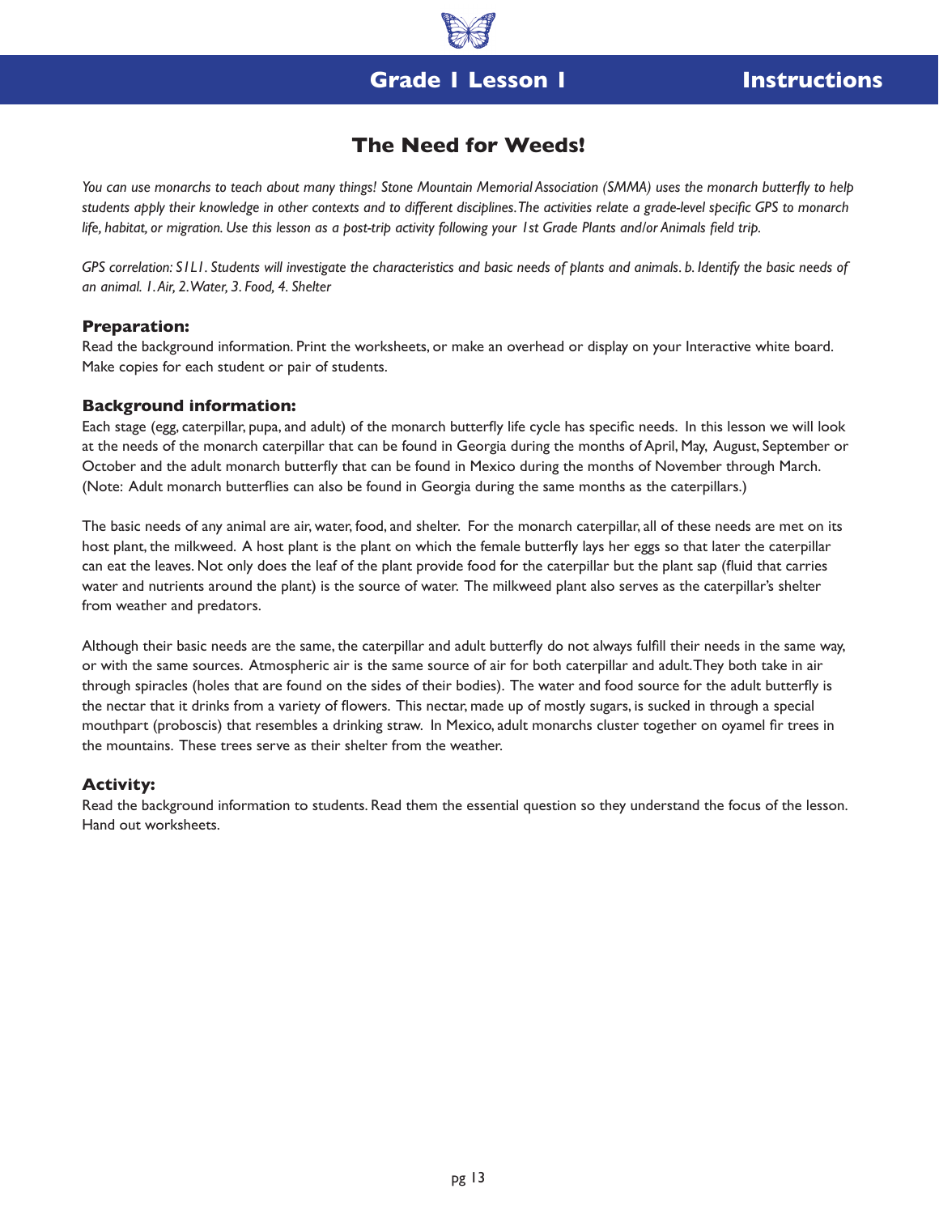## Grade 1 Lesson 1 — Instructions

# The Need for Weeds!

*You can use monarchs to teach about many things! Stone Mountain Memorial Association (SMMA) uses the monarch butterfly to help students apply their knowledge in other contexts and to different disciplines. The activities relate a grade-level specific GPS to monarch life, habitat, or migration. Use this lesson as a post-trip activity following your 1st Grade Plants and/or Animals field trip.*

*GPS correlation: S1L1. Students will investigate the characteristics and basic needs of plants and animals. b. Identify the basic needs of an animal. 1. Air, 2. Water, 3. Food, 4. Shelter*

### Preparation:

Read the background information. Print the worksheets, or make an overhead or display on your Interactive white board. Make copies for each student or pair of students.

### Background information:

Each stage (egg, caterpillar, pupa, and adult) of the monarch butterfly life cycle has specific needs. In this lesson we will look at the needs of the monarch caterpillar that can be found in Georgia during the months of April, May, August, September or October and the adult monarch butterfly that can be found in Mexico during the months of November through March. (Note: Adult monarch butterflies can also be found in Georgia during the same months as the caterpillars.)

The basic needs of any animal are air, water, food, and shelter. For the monarch caterpillar, all of these needs are met on its host plant, the milkweed. A host plant is the plant on which the female butterfly lays her eggs so that later the caterpillar can eat the leaves. Not only does the leaf of the plant provide food for the caterpillar but the plant sap (fluid that carries water and nutrients around the plant) is the source of water. The milkweed plant also serves as the caterpillar's shelter from weather and predators.

Although their basic needs are the same, the caterpillar and adult butterfly do not always fulfill their needs in the same way, or with the same sources. Atmospheric air is the same source of air for both caterpillar and adult. They both take in air through spiracles (holes that are found on the sides of their bodies). The water and food source for the adult butterfly is the nectar that it drinks from a variety of flowers. This nectar, made up of mostly sugars, is sucked in through a special mouthpart (proboscis) that resembles a drinking straw. In Mexico, adult monarchs cluster together on oyamel fir trees in the mountains. These trees serve as their shelter from the weather.

### Activity:

Read the background information to students. Read them the essential question so they understand the focus of the lesson. Hand out worksheets.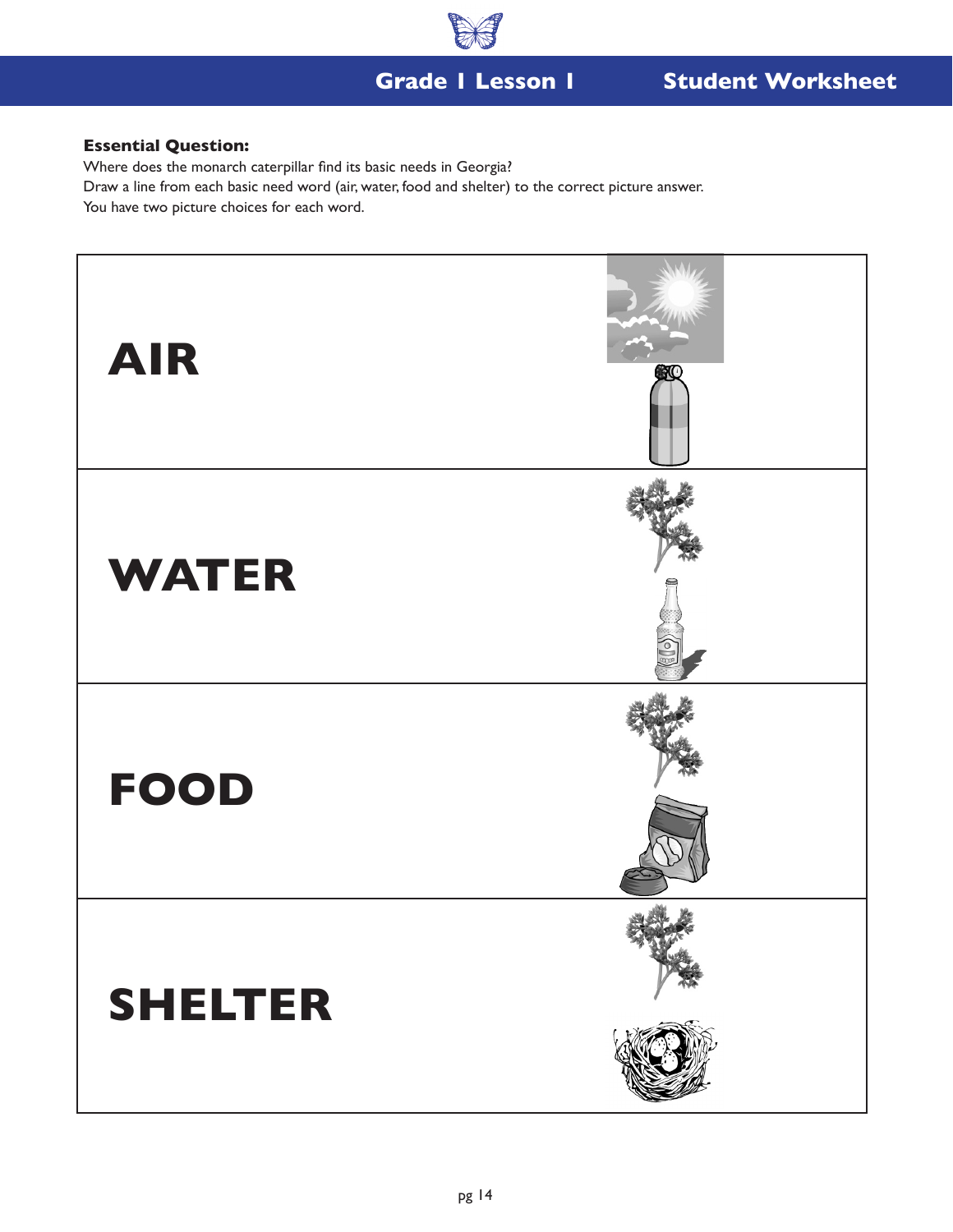**Essential Question:**

Where does the monarch caterpillar find its basic needs in Georgia?

Draw a line from each basic need word (air, water, food and shelter) to the correct picture answer.

You have two picture choices for each word.

| | |
|---|---|
| **AIR** | |
| **WATER** | |
| **FOOD** | |
| **SHELTER** | |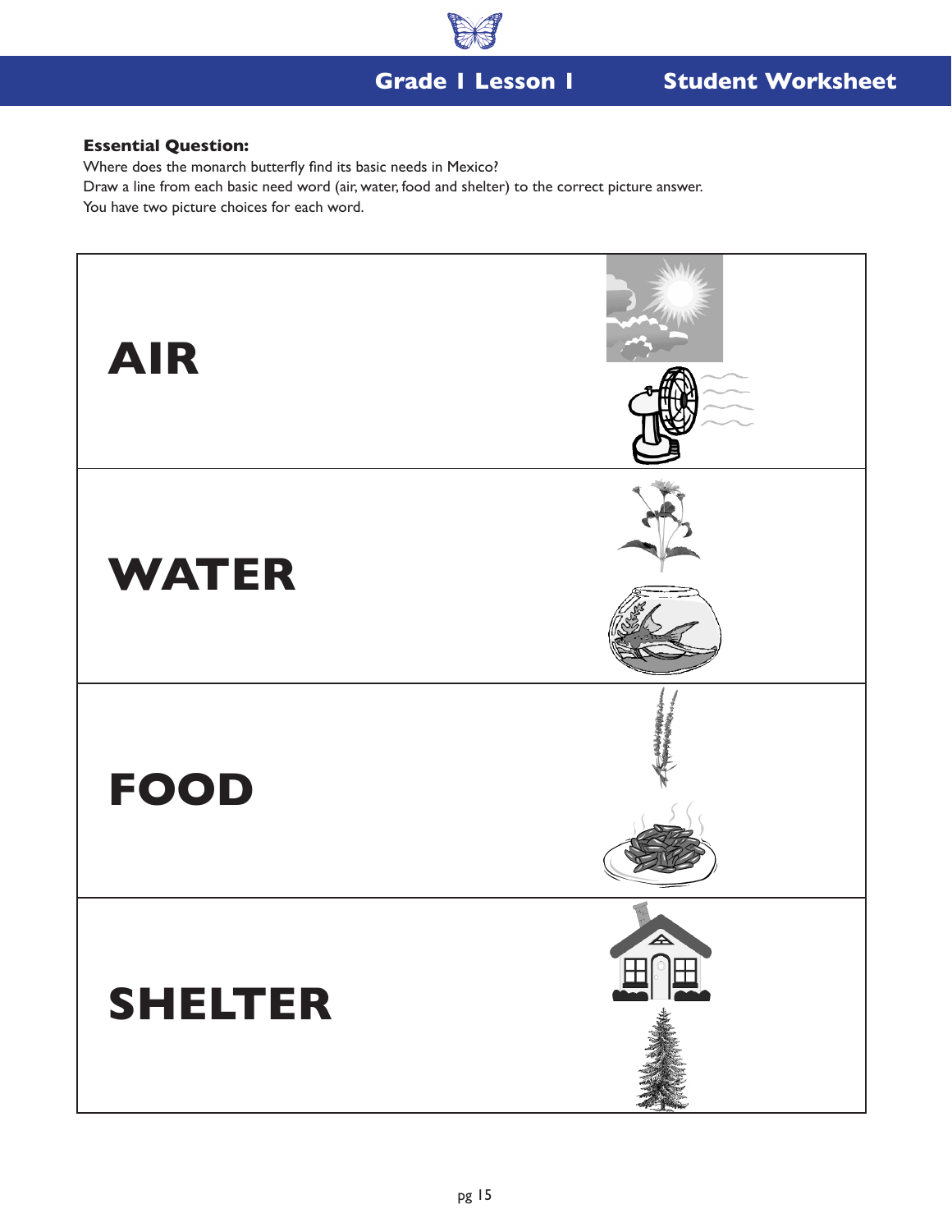**Essential Question:**

Where does the monarch butterfly find its basic needs in Mexico?

Draw a line from each basic need word (air, water, food and shelter) to the correct picture answer.

You have two picture choices for each word.

| | |
|---|---|
| **AIR** | |
| **WATER** | |
| **FOOD** | |
| **SHELTER** | |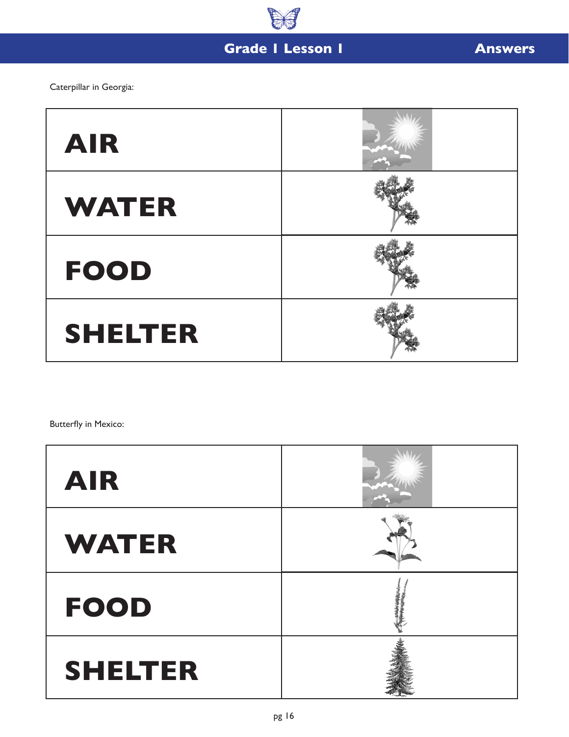Grade 1 Lesson 1 — Answers

Caterpillar in Georgia:

| | |
|---|---|
| **AIR** | |
| **WATER** | |
| **FOOD** | |
| **SHELTER** | |

Butterfly in Mexico:

| | |
|---|---|
| **AIR** | |
| **WATER** | |
| **FOOD** | |
| **SHELTER** | |